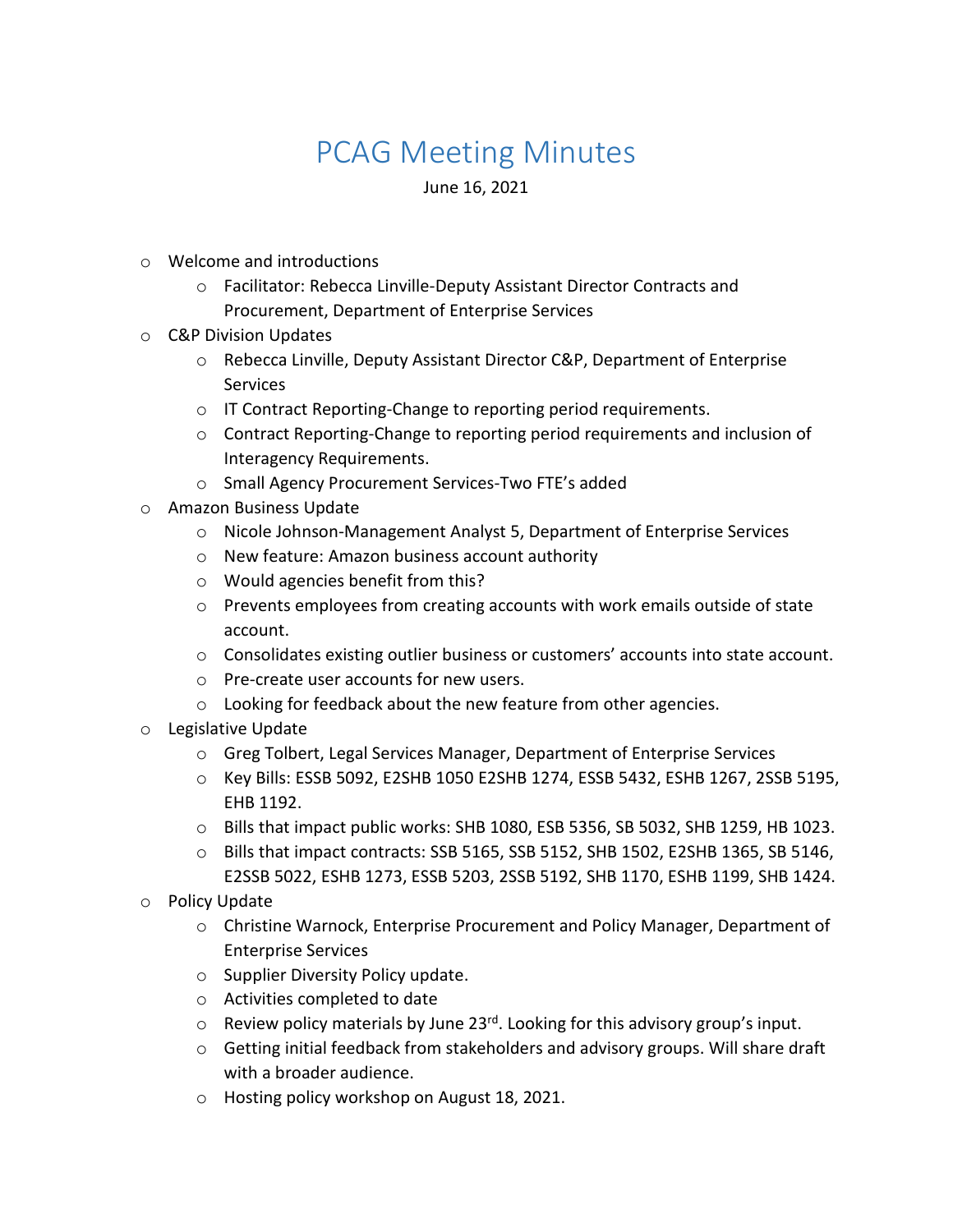# PCAG Meeting Minutes

June 16, 2021

- Welcome and introductions
  - Facilitator: Rebecca Linville-Deputy Assistant Director Contracts and Procurement, Department of Enterprise Services
- C&P Division Updates
  - Rebecca Linville, Deputy Assistant Director C&P, Department of Enterprise Services
  - IT Contract Reporting-Change to reporting period requirements.
  - Contract Reporting-Change to reporting period requirements and inclusion of Interagency Requirements.
  - Small Agency Procurement Services-Two FTE's added
- Amazon Business Update
  - Nicole Johnson-Management Analyst 5, Department of Enterprise Services
  - New feature: Amazon business account authority
  - Would agencies benefit from this?
  - Prevents employees from creating accounts with work emails outside of state account.
  - Consolidates existing outlier business or customers' accounts into state account.
  - Pre-create user accounts for new users.
  - Looking for feedback about the new feature from other agencies.
- Legislative Update
  - Greg Tolbert, Legal Services Manager, Department of Enterprise Services
  - Key Bills: ESSB 5092, E2SHB 1050 E2SHB 1274, ESSB 5432, ESHB 1267, 2SSB 5195, EHB 1192.
  - Bills that impact public works: SHB 1080, ESB 5356, SB 5032, SHB 1259, HB 1023.
  - Bills that impact contracts: SSB 5165, SSB 5152, SHB 1502, E2SHB 1365, SB 5146, E2SSB 5022, ESHB 1273, ESSB 5203, 2SSB 5192, SHB 1170, ESHB 1199, SHB 1424.
- Policy Update
  - Christine Warnock, Enterprise Procurement and Policy Manager, Department of Enterprise Services
  - Supplier Diversity Policy update.
  - Activities completed to date
  - Review policy materials by June 23rd. Looking for this advisory group's input.
  - Getting initial feedback from stakeholders and advisory groups. Will share draft with a broader audience.
  - Hosting policy workshop on August 18, 2021.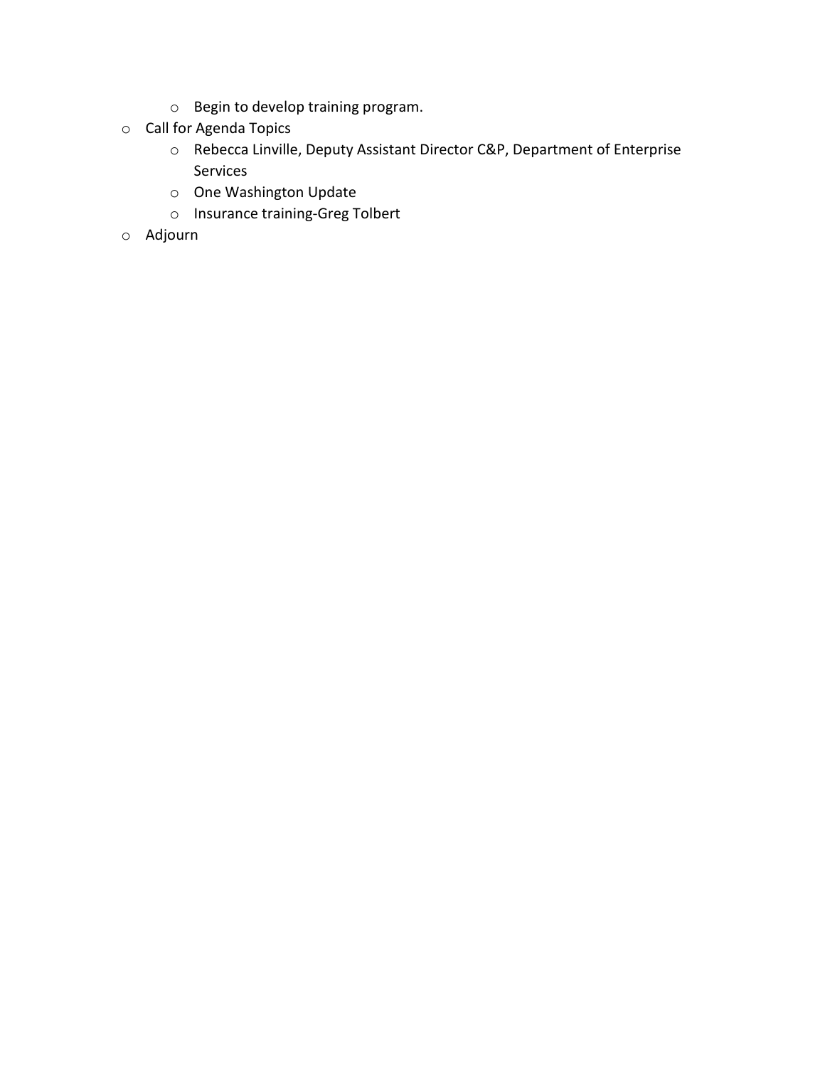- Begin to develop training program.
- Call for Agenda Topics
    - Rebecca Linville, Deputy Assistant Director C&P, Department of Enterprise Services
    - One Washington Update
    - Insurance training-Greg Tolbert
- Adjourn